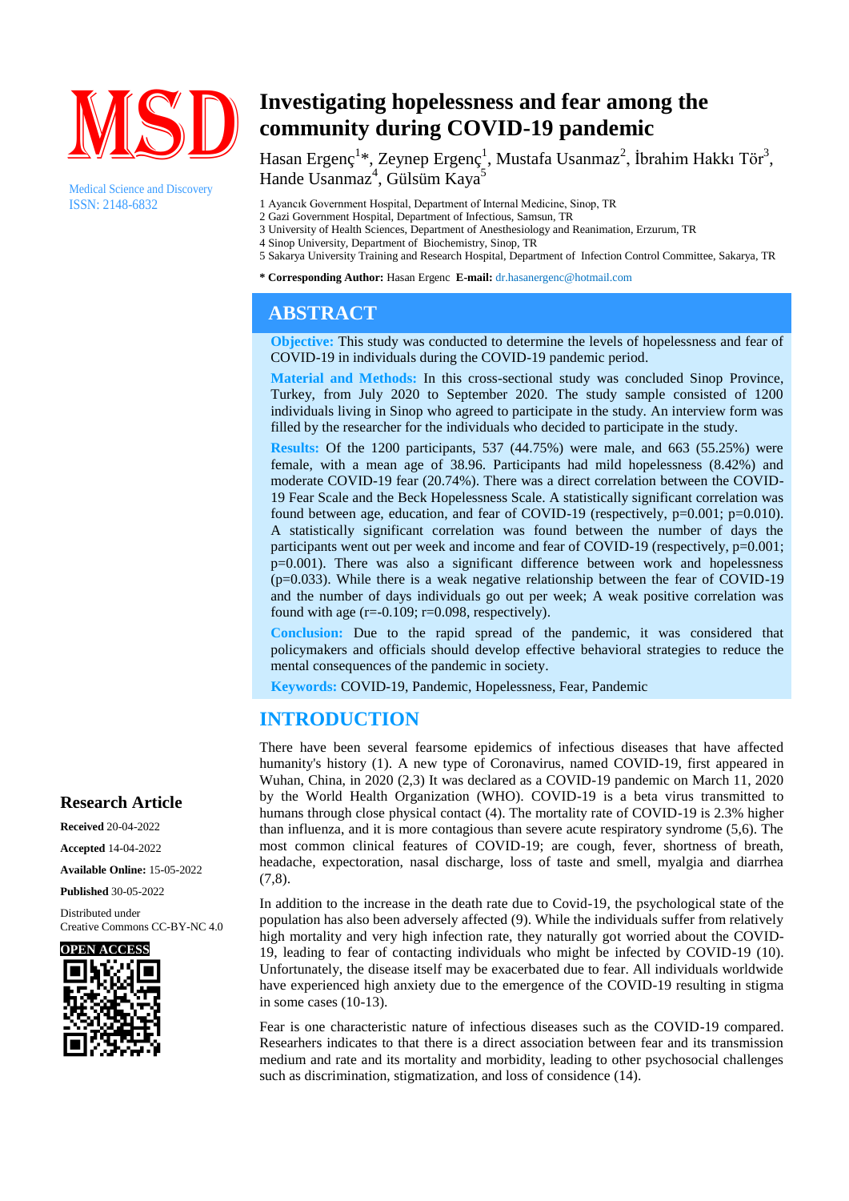MSD

Medical Science and Discovery
ISSN: 2148-6832

# Investigating hopelessness and fear among the community during COVID-19 pandemic

Hasan Ergenç[1]*, Zeynep Ergenç[1], Mustafa Usanmaz[2], İbrahim Hakkı Tör[3], Hande Usanmaz[4], Gülsüm Kaya[5]

1 Ayancık Government Hospital, Department of Internal Medicine, Sinop, TR
2 Gazi Government Hospital, Department of Infectious, Samsun, TR
3 University of Health Sciences, Department of Anesthesiology and Reanimation, Erzurum, TR
4 Sinop University, Department of Biochemistry, Sinop, TR
5 Sakarya University Training and Research Hospital, Department of Infection Control Committee, Sakarya, TR

**\* Corresponding Author:** Hasan Ergenc **E-mail:** dr.hasanergenc@hotmail.com

## ABSTRACT

**Objective:** This study was conducted to determine the levels of hopelessness and fear of COVID-19 in individuals during the COVID-19 pandemic period.

**Material and Methods:** In this cross-sectional study was concluded Sinop Province, Turkey, from July 2020 to September 2020. The study sample consisted of 1200 individuals living in Sinop who agreed to participate in the study. An interview form was filled by the researcher for the individuals who decided to participate in the study.

**Results:** Of the 1200 participants, 537 (44.75%) were male, and 663 (55.25%) were female, with a mean age of 38.96. Participants had mild hopelessness (8.42%) and moderate COVID-19 fear (20.74%). There was a direct correlation between the COVID-19 Fear Scale and the Beck Hopelessness Scale. A statistically significant correlation was found between age, education, and fear of COVID-19 (respectively, p=0.001; p=0.010). A statistically significant correlation was found between the number of days the participants went out per week and income and fear of COVID-19 (respectively, p=0.001; p=0.001). There was also a significant difference between work and hopelessness (p=0.033). While there is a weak negative relationship between the fear of COVID-19 and the number of days individuals go out per week; A weak positive correlation was found with age (r=-0.109; r=0.098, respectively).

**Conclusion:** Due to the rapid spread of the pandemic, it was considered that policymakers and officials should develop effective behavioral strategies to reduce the mental consequences of the pandemic in society.

**Keywords:** COVID-19, Pandemic, Hopelessness, Fear, Pandemic

**Research Article**

**Received** 20-04-2022

**Accepted** 14-04-2022

**Available Online:** 15-05-2022

**Published** 30-05-2022

Distributed under Creative Commons CC-BY-NC 4.0

**OPEN ACCESS**

## INTRODUCTION

There have been several fearsome epidemics of infectious diseases that have affected humanity's history (1). A new type of Coronavirus, named COVID-19, first appeared in Wuhan, China, in 2020 (2,3) It was declared as a COVID-19 pandemic on March 11, 2020 by the World Health Organization (WHO). COVID-19 is a beta virus transmitted to humans through close physical contact (4). The mortality rate of COVID-19 is 2.3% higher than influenza, and it is more contagious than severe acute respiratory syndrome (5,6). The most common clinical features of COVID-19; are cough, fever, shortness of breath, headache, expectoration, nasal discharge, loss of taste and smell, myalgia and diarrhea (7,8).

In addition to the increase in the death rate due to Covid-19, the psychological state of the population has also been adversely affected (9). While the individuals suffer from relatively high mortality and very high infection rate, they naturally got worried about the COVID-19, leading to fear of contacting individuals who might be infected by COVID-19 (10). Unfortunately, the disease itself may be exacerbated due to fear. All individuals worldwide have experienced high anxiety due to the emergence of the COVID-19 resulting in stigma in some cases (10-13).

Fear is one characteristic nature of infectious diseases such as the COVID-19 compared. Researhers indicates to that there is a direct association between fear and its transmission medium and rate and its mortality and morbidity, leading to other psychosocial challenges such as discrimination, stigmatization, and loss of considence (14).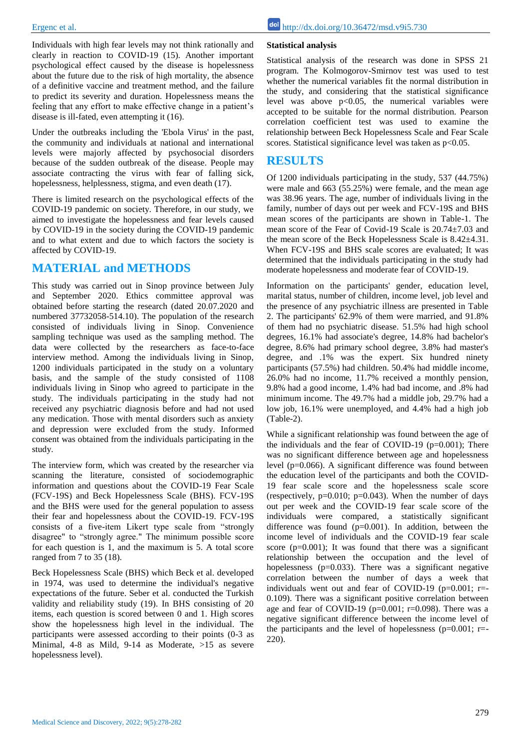Individuals with high fear levels may not think rationally and clearly in reaction to COVID-19 (15). Another important psychological effect caused by the disease is hopelessness about the future due to the risk of high mortality, the absence of a definitive vaccine and treatment method, and the failure to predict its severity and duration. Hopelessness means the feeling that any effort to make effective change in a patient's disease is ill-fated, even attempting it (16).

Under the outbreaks including the 'Ebola Virus' in the past, the community and individuals at national and international levels were majorly affected by psychosocial disorders because of the sudden outbreak of the disease. People may associate contracting the virus with fear of falling sick, hopelessness, helplessness, stigma, and even death (17).

There is limited research on the psychological effects of the COVID-19 pandemic on society. Therefore, in our study, we aimed to investigate the hopelessness and fear levels caused by COVID-19 in the society during the COVID-19 pandemic and to what extent and due to which factors the society is affected by COVID-19.

## MATERIAL and METHODS

This study was carried out in Sinop province between July and September 2020. Ethics committee approval was obtained before starting the research (dated 20.07.2020 and numbered 37732058-514.10). The population of the research consisted of individuals living in Sinop. Convenience sampling technique was used as the sampling method. The data were collected by the researchers as face-to-face interview method. Among the individuals living in Sinop, 1200 individuals participated in the study on a voluntary basis, and the sample of the study consisted of 1108 individuals living in Sinop who agreed to participate in the study. The individuals participating in the study had not received any psychiatric diagnosis before and had not used any medication. Those with mental disorders such as anxiety and depression were excluded from the study. Informed consent was obtained from the individuals participating in the study.

The interview form, which was created by the researcher via scanning the literature, consisted of sociodemographic information and questions about the COVID-19 Fear Scale (FCV-19S) and Beck Hopelessness Scale (BHS). FCV-19S and the BHS were used for the general population to assess their fear and hopelessness about the COVID-19. FCV-19S consists of a five-item Likert type scale from "strongly disagree" to "strongly agree." The minimum possible score for each question is 1, and the maximum is 5. A total score ranged from 7 to 35 (18).

Beck Hopelessness Scale (BHS) which Beck et al. developed in 1974, was used to determine the individual's negative expectations of the future. Seber et al. conducted the Turkish validity and reliability study (19). In BHS consisting of 20 items, each question is scored between 0 and 1. High scores show the hopelessness high level in the individual. The participants were assessed according to their points (0-3 as Minimal, 4-8 as Mild, 9-14 as Moderate, >15 as severe hopelessness level).

### Statistical analysis

Statistical analysis of the research was done in SPSS 21 program. The Kolmogorov-Smirnov test was used to test whether the numerical variables fit the normal distribution in the study, and considering that the statistical significance level was above $p<0.05$, the numerical variables were accepted to be suitable for the normal distribution. Pearson correlation coefficient test was used to examine the relationship between Beck Hopelessness Scale and Fear Scale scores. Statistical significance level was taken as $p<0.05$.

## RESULTS

Of 1200 individuals participating in the study, 537 (44.75%) were male and 663 (55.25%) were female, and the mean age was 38.96 years. The age, number of individuals living in the family, number of days out per week and FCV-19S and BHS mean scores of the participants are shown in Table-1. The mean score of the Fear of Covid-19 Scale is 20.74±7.03 and the mean score of the Beck Hopelessness Scale is 8.42±4.31. When FCV-19S and BHS scale scores are evaluated; It was determined that the individuals participating in the study had moderate hopelessness and moderate fear of COVID-19.

Information on the participants' gender, education level, marital status, number of children, income level, job level and the presence of any psychiatric illness are presented in Table 2. The participants' 62.9% of them were married, and 91.8% of them had no psychiatric disease. 51.5% had high school degrees, 16.1% had associate's degree, 14.8% had bachelor's degree, 8.6% had primary school degree, 3.8% had master's degree, and .1% was the expert. Six hundred ninety participants (57.5%) had children. 50.4% had middle income, 26.0% had no income, 11.7% received a monthly pension, 9.8% had a good income, 1.4% had bad income, and .8% had minimum income. The 49.7% had a middle job, 29.7% had a low job, 16.1% were unemployed, and 4.4% had a high job (Table-2).

While a significant relationship was found between the age of the individuals and the fear of COVID-19 ($p=0.001$); There was no significant difference between age and hopelessness level ($p=0.066$). A significant difference was found between the education level of the participants and both the COVID-19 fear scale score and the hopelessness scale score (respectively, $p=0.010$; $p=0.043$). When the number of days out per week and the COVID-19 fear scale score of the individuals were compared, a statistically significant difference was found ($p=0.001$). In addition, between the income level of individuals and the COVID-19 fear scale score ($p=0.001$); It was found that there was a significant relationship between the occupation and the level of hopelessness ($p=0.033$). There was a significant negative correlation between the number of days a week that individuals went out and fear of COVID-19 ($p=0.001$; $r=-0.109$). There was a significant positive correlation between age and fear of COVID-19 ($p=0.001$; $r=0.098$). There was a negative significant difference between the income level of the participants and the level of hopelessness ($p=0.001$; $r=-220$).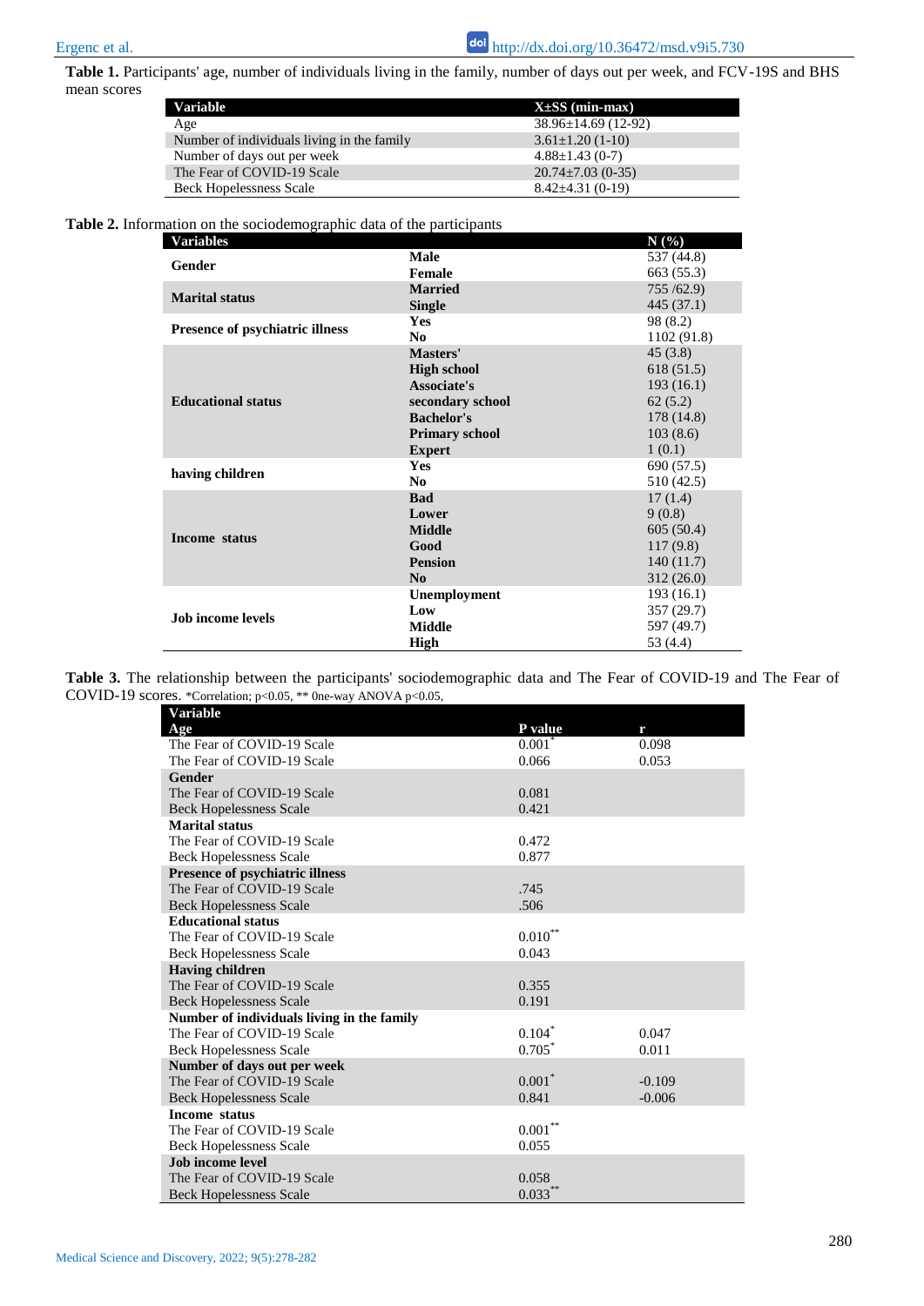**Table 1.** Participants' age, number of individuals living in the family, number of days out per week, and FCV-19S and BHS mean scores

| Variable | X±SS (min-max) |
|---|---|
| Age | 38.96±14.69 (12-92) |
| Number of individuals living in the family | 3.61±1.20 (1-10) |
| Number of days out per week | 4.88±1.43 (0-7) |
| The Fear of COVID-19 Scale | 20.74±7.03 (0-35) |
| Beck Hopelessness Scale | 8.42±4.31 (0-19) |

**Table 2.** Information on the sociodemographic data of the participants

| Variables | | N (%) |
|---|---|---|
| **Gender** | **Male** | 537 (44.8) |
| | **Female** | 663 (55.3) |
| **Marital status** | **Married** | 755 /62.9) |
| | **Single** | 445 (37.1) |
| **Presence of psychiatric illness** | **Yes** | 98 (8.2) |
| | **No** | 1102 (91.8) |
| **Educational status** | **Masters'** | 45 (3.8) |
| | **High school** | 618 (51.5) |
| | **Associate's** | 193 (16.1) |
| | **secondary school** | 62 (5.2) |
| | **Bachelor's** | 178 (14.8) |
| | **Primary school** | 103 (8.6) |
| | **Expert** | 1 (0.1) |
| **having children** | **Yes** | 690 (57.5) |
| | **No** | 510 (42.5) |
| **Income status** | **Bad** | 17 (1.4) |
| | **Lower** | 9 (0.8) |
| | **Middle** | 605 (50.4) |
| | **Good** | 117 (9.8) |
| | **Pension** | 140 (11.7) |
| | **No** | 312 (26.0) |
| **Job income levels** | **Unemployment** | 193 (16.1) |
| | **Low** | 357 (29.7) |
| | **Middle** | 597 (49.7) |
| | **High** | 53 (4.4) |

**Table 3.** The relationship between the participants' sociodemographic data and The Fear of COVID-19 and The Fear of COVID-19 scores. *Correlation; p<0.05, ** One-way ANOVA p<0.05,

| Variable | P value | r |
|---|---|---|
| **Age** | | |
| The Fear of COVID-19 Scale | 0.001* | 0.098 |
| The Fear of COVID-19 Scale | 0.066 | 0.053 |
| **Gender** | | |
| The Fear of COVID-19 Scale | 0.081 | |
| Beck Hopelessness Scale | 0.421 | |
| **Marital status** | | |
| The Fear of COVID-19 Scale | 0.472 | |
| Beck Hopelessness Scale | 0.877 | |
| **Presence of psychiatric illness** | | |
| The Fear of COVID-19 Scale | .745 | |
| Beck Hopelessness Scale | .506 | |
| **Educational status** | | |
| The Fear of COVID-19 Scale | 0.010** | |
| Beck Hopelessness Scale | 0.043 | |
| **Having children** | | |
| The Fear of COVID-19 Scale | 0.355 | |
| Beck Hopelessness Scale | 0.191 | |
| **Number of individuals living in the family** | | |
| The Fear of COVID-19 Scale | 0.104* | 0.047 |
| Beck Hopelessness Scale | 0.705* | 0.011 |
| **Number of days out per week** | | |
| The Fear of COVID-19 Scale | 0.001* | -0.109 |
| Beck Hopelessness Scale | 0.841 | -0.006 |
| **Income status** | | |
| The Fear of COVID-19 Scale | 0.001** | |
| Beck Hopelessness Scale | 0.055 | |
| **Job income level** | | |
| The Fear of COVID-19 Scale | 0.058 | |
| Beck Hopelessness Scale | 0.033** | |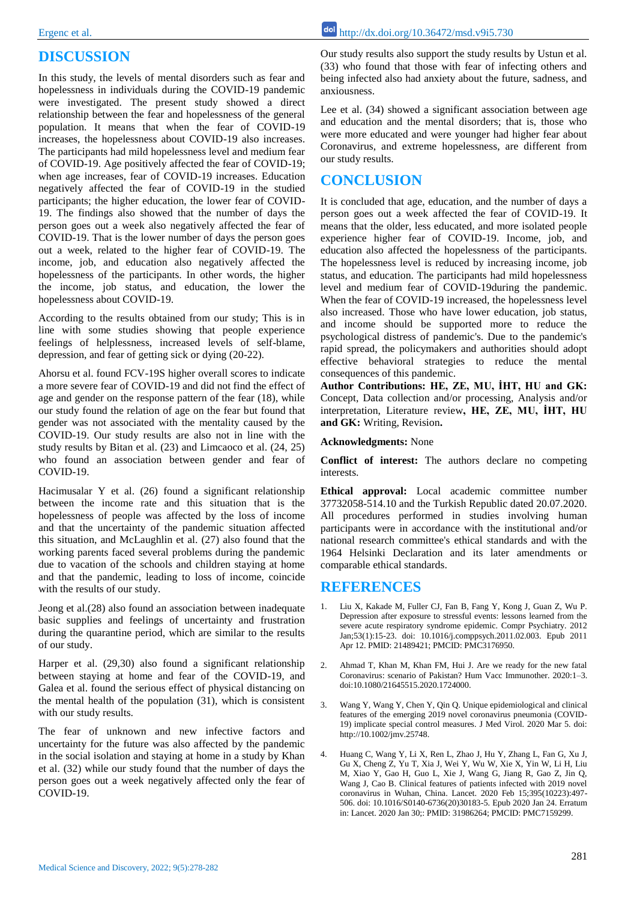## DISCUSSION

In this study, the levels of mental disorders such as fear and hopelessness in individuals during the COVID-19 pandemic were investigated. The present study showed a direct relationship between the fear and hopelessness of the general population. It means that when the fear of COVID-19 increases, the hopelessness about COVID-19 also increases. The participants had mild hopelessness level and medium fear of COVID-19. Age positively affected the fear of COVID-19; when age increases, fear of COVID-19 increases. Education negatively affected the fear of COVID-19 in the studied participants; the higher education, the lower fear of COVID-19. The findings also showed that the number of days the person goes out a week also negatively affected the fear of COVID-19. That is the lower number of days the person goes out a week, related to the higher fear of COVID-19. The income, job, and education also negatively affected the hopelessness of the participants. In other words, the higher the income, job status, and education, the lower the hopelessness about COVID-19.

According to the results obtained from our study; This is in line with some studies showing that people experience feelings of helplessness, increased levels of self-blame, depression, and fear of getting sick or dying (20-22).

Ahorsu et al. found FCV-19S higher overall scores to indicate a more severe fear of COVID-19 and did not find the effect of age and gender on the response pattern of the fear (18), while our study found the relation of age on the fear but found that gender was not associated with the mentality caused by the COVID-19. Our study results are also not in line with the study results by Bitan et al. (23) and Limcaoco et al. (24, 25) who found an association between gender and fear of COVID-19.

Hacimusalar Y et al. (26) found a significant relationship between the income rate and this situation that is the hopelessness of people was affected by the loss of income and that the uncertainty of the pandemic situation affected this situation, and McLaughlin et al. (27) also found that the working parents faced several problems during the pandemic due to vacation of the schools and children staying at home and that the pandemic, leading to loss of income, coincide with the results of our study.

Jeong et al.(28) also found an association between inadequate basic supplies and feelings of uncertainty and frustration during the quarantine period, which are similar to the results of our study.

Harper et al. (29,30) also found a significant relationship between staying at home and fear of the COVID-19, and Galea et al. found the serious effect of physical distancing on the mental health of the population (31), which is consistent with our study results.

The fear of unknown and new infective factors and uncertainty for the future was also affected by the pandemic in the social isolation and staying at home in a study by Khan et al. (32) while our study found that the number of days the person goes out a week negatively affected only the fear of COVID-19.

Our study results also support the study results by Ustun et al. (33) who found that those with fear of infecting others and being infected also had anxiety about the future, sadness, and anxiousness.

Lee et al. (34) showed a significant association between age and education and the mental disorders; that is, those who were more educated and were younger had higher fear about Coronavirus, and extreme hopelessness, are different from our study results.

## CONCLUSION

It is concluded that age, education, and the number of days a person goes out a week affected the fear of COVID-19. It means that the older, less educated, and more isolated people experience higher fear of COVID-19. Income, job, and education also affected the hopelessness of the participants. The hopelessness level is reduced by increasing income, job status, and education. The participants had mild hopelessness level and medium fear of COVID-19during the pandemic. When the fear of COVID-19 increased, the hopelessness level also increased. Those who have lower education, job status, and income should be supported more to reduce the psychological distress of pandemic's. Due to the pandemic's rapid spread, the policymakers and authorities should adopt effective behavioral strategies to reduce the mental consequences of this pandemic.

**Author Contributions: HE, ZE, MU, İHT, HU and GK:** Concept, Data collection and/or processing, Analysis and/or interpretation, Literature review**, HE, ZE, MU, İHT, HU and GK:** Writing, Revision**.**

**Acknowledgments:** None

**Conflict of interest:** The authors declare no competing interests.

**Ethical approval:** Local academic committee number 37732058-514.10 and the Turkish Republic dated 20.07.2020. All procedures performed in studies involving human participants were in accordance with the institutional and/or national research committee's ethical standards and with the 1964 Helsinki Declaration and its later amendments or comparable ethical standards.

## REFERENCES

1. Liu X, Kakade M, Fuller CJ, Fan B, Fang Y, Kong J, Guan Z, Wu P. Depression after exposure to stressful events: lessons learned from the severe acute respiratory syndrome epidemic. Compr Psychiatry. 2012 Jan;53(1):15-23. doi: 10.1016/j.comppsych.2011.02.003. Epub 2011 Apr 12. PMID: 21489421; PMCID: PMC3176950.

2. Ahmad T, Khan M, Khan FM, Hui J. Are we ready for the new fatal Coronavirus: scenario of Pakistan? Hum Vacc Immunother. 2020:1–3. doi:10.1080/21645515.2020.1724000.

3. Wang Y, Wang Y, Chen Y, Qin Q. Unique epidemiological and clinical features of the emerging 2019 novel coronavirus pneumonia (COVID-19) implicate special control measures. J Med Virol. 2020 Mar 5. doi: http://10.1002/jmv.25748.

4. Huang C, Wang Y, Li X, Ren L, Zhao J, Hu Y, Zhang L, Fan G, Xu J, Gu X, Cheng Z, Yu T, Xia J, Wei Y, Wu W, Xie X, Yin W, Li H, Liu M, Xiao Y, Gao H, Guo L, Xie J, Wang G, Jiang R, Gao Z, Jin Q, Wang J, Cao B. Clinical features of patients infected with 2019 novel coronavirus in Wuhan, China. Lancet. 2020 Feb 15;395(10223):497-506. doi: 10.1016/S0140-6736(20)30183-5. Epub 2020 Jan 24. Erratum in: Lancet. 2020 Jan 30;: PMID: 31986264; PMCID: PMC7159299.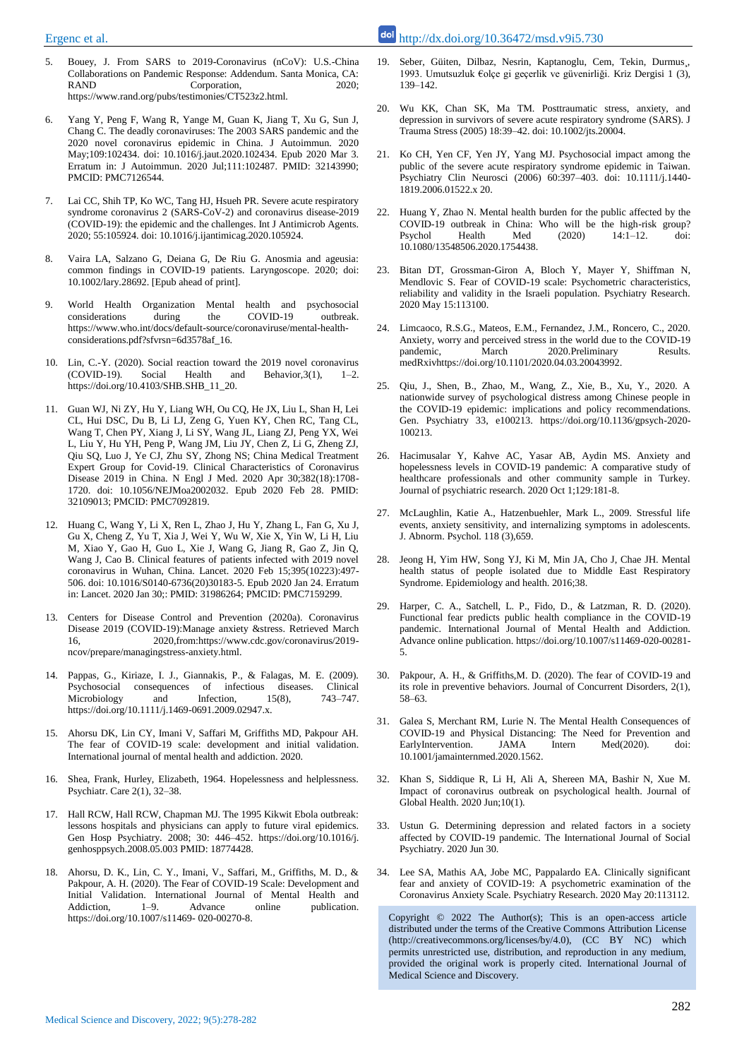5. Bouey, J. From SARS to 2019-Coronavirus (nCoV): U.S.-China Collaborations on Pandemic Response: Addendum. Santa Monica, CA: RAND Corporation, 2020; https://www.rand.org/pubs/testimonies/CT523z2.html.

6. Yang Y, Peng F, Wang R, Yange M, Guan K, Jiang T, Xu G, Sun J, Chang C. The deadly coronaviruses: The 2003 SARS pandemic and the 2020 novel coronavirus epidemic in China. J Autoimmun. 2020 May;109:102434. doi: 10.1016/j.jaut.2020.102434. Epub 2020 Mar 3. Erratum in: J Autoimmun. 2020 Jul;111:102487. PMID: 32143990; PMCID: PMC7126544.

7. Lai CC, Shih TP, Ko WC, Tang HJ, Hsueh PR. Severe acute respiratory syndrome coronavirus 2 (SARS-CoV-2) and coronavirus disease-2019 (COVID-19): the epidemic and the challenges. Int J Antimicrob Agents. 2020; 55:105924. doi: 10.1016/j.ijantimicag.2020.105924.

8. Vaira LA, Salzano G, Deiana G, De Riu G. Anosmia and ageusia: common findings in COVID-19 patients. Laryngoscope. 2020; doi: 10.1002/lary.28692. [Epub ahead of print].

9. World Health Organization Mental health and psychosocial considerations during the COVID-19 outbreak. https://www.who.int/docs/default-source/coronaviruse/mental-health-considerations.pdf?sfvrsn=6d3578af_16.

10. Lin, C.-Y. (2020). Social reaction toward the 2019 novel coronavirus (COVID-19). Social Health and Behavior,3(1), 1–2. https://doi.org/10.4103/SHB.SHB_11_20.

11. Guan WJ, Ni ZY, Hu Y, Liang WH, Ou CQ, He JX, Liu L, Shan H, Lei CL, Hui DSC, Du B, Li LJ, Zeng G, Yuen KY, Chen RC, Tang CL, Wang T, Chen PY, Xiang J, Li SY, Wang JL, Liang ZJ, Peng YX, Wei L, Liu Y, Hu YH, Peng P, Wang JM, Liu JY, Chen Z, Li G, Zheng ZJ, Qiu SQ, Luo J, Ye CJ, Zhu SY, Zhong NS; China Medical Treatment Expert Group for Covid-19. Clinical Characteristics of Coronavirus Disease 2019 in China. N Engl J Med. 2020 Apr 30;382(18):1708-1720. doi: 10.1056/NEJMoa2002032. Epub 2020 Feb 28. PMID: 32109013; PMCID: PMC7092819.

12. Huang C, Wang Y, Li X, Ren L, Zhao J, Hu Y, Zhang L, Fan G, Xu J, Gu X, Cheng Z, Yu T, Xia J, Wei Y, Wu W, Xie X, Yin W, Li H, Liu M, Xiao Y, Gao H, Guo L, Xie J, Wang G, Jiang R, Gao Z, Jin Q, Wang J, Cao B. Clinical features of patients infected with 2019 novel coronavirus in Wuhan, China. Lancet. 2020 Feb 15;395(10223):497-506. doi: 10.1016/S0140-6736(20)30183-5. Epub 2020 Jan 24. Erratum in: Lancet. 2020 Jan 30;: PMID: 31986264; PMCID: PMC7159299.

13. Centers for Disease Control and Prevention (2020a). Coronavirus Disease 2019 (COVID-19):Manage anxiety &stress. Retrieved March 16, 2020,from:https://www.cdc.gov/coronavirus/2019-ncov/prepare/managingstress-anxiety.html.

14. Pappas, G., Kiriaze, I. J., Giannakis, P., & Falagas, M. E. (2009). Psychosocial consequences of infectious diseases. Clinical Microbiology and Infection, 15(8), 743–747. https://doi.org/10.1111/j.1469-0691.2009.02947.x.

15. Ahorsu DK, Lin CY, Imani V, Saffari M, Griffiths MD, Pakpour AH. The fear of COVID-19 scale: development and initial validation. International journal of mental health and addiction. 2020.

16. Shea, Frank, Hurley, Elizabeth, 1964. Hopelessness and helplessness. Psychiatr. Care 2(1), 32–38.

17. Hall RCW, Hall RCW, Chapman MJ. The 1995 Kikwit Ebola outbreak: lessons hospitals and physicians can apply to future viral epidemics. Gen Hosp Psychiatry. 2008; 30: 446–452. https://doi.org/10.1016/j.genhosppsych.2008.05.003 PMID: 18774428.

18. Ahorsu, D. K., Lin, C. Y., Imani, V., Saffari, M., Griffiths, M. D., & Pakpour, A. H. (2020). The Fear of COVID-19 Scale: Development and Initial Validation. International Journal of Mental Health and Addiction, 1–9. Advance online publication. https://doi.org/10.1007/s11469- 020-00270-8.

19. Seber, Güiten, Dilbaz, Nesrin, Kaptanoglu, Cem, Tekin, Durmus¸, 1993. Umutsuzluk €olçe gi geçerlik ve güvenirliği. Kriz Dergisi 1 (3), 139–142.

20. Wu KK, Chan SK, Ma TM. Posttraumatic stress, anxiety, and depression in survivors of severe acute respiratory syndrome (SARS). J Trauma Stress (2005) 18:39–42. doi: 10.1002/jts.20004.

21. Ko CH, Yen CF, Yen JY, Yang MJ. Psychosocial impact among the public of the severe acute respiratory syndrome epidemic in Taiwan. Psychiatry Clin Neurosci (2006) 60:397–403. doi: 10.1111/j.1440-1819.2006.01522.x 20.

22. Huang Y, Zhao N. Mental health burden for the public affected by the COVID-19 outbreak in China: Who will be the high-risk group? Psychol Health Med (2020) 14:1–12. doi: 10.1080/13548506.2020.1754438.

23. Bitan DT, Grossman-Giron A, Bloch Y, Mayer Y, Shiffman N, Mendlovic S. Fear of COVID-19 scale: Psychometric characteristics, reliability and validity in the Israeli population. Psychiatry Research. 2020 May 15:113100.

24. Limcaoco, R.S.G., Mateos, E.M., Fernandez, J.M., Roncero, C., 2020. Anxiety, worry and perceived stress in the world due to the COVID-19 pandemic, March 2020.Preliminary Results. medRxivhttps://doi.org/10.1101/2020.04.03.20043992.

25. Qiu, J., Shen, B., Zhao, M., Wang, Z., Xie, B., Xu, Y., 2020. A nationwide survey of psychological distress among Chinese people in the COVID-19 epidemic: implications and policy recommendations. Gen. Psychiatry 33, e100213. https://doi.org/10.1136/gpsych-2020-100213.

26. Hacimusalar Y, Kahve AC, Yasar AB, Aydin MS. Anxiety and hopelessness levels in COVID-19 pandemic: A comparative study of healthcare professionals and other community sample in Turkey. Journal of psychiatric research. 2020 Oct 1;129:181-8.

27. McLaughlin, Katie A., Hatzenbuehler, Mark L., 2009. Stressful life events, anxiety sensitivity, and internalizing symptoms in adolescents. J. Abnorm. Psychol. 118 (3),659.

28. Jeong H, Yim HW, Song YJ, Ki M, Min JA, Cho J, Chae JH. Mental health status of people isolated due to Middle East Respiratory Syndrome. Epidemiology and health. 2016;38.

29. Harper, C. A., Satchell, L. P., Fido, D., & Latzman, R. D. (2020). Functional fear predicts public health compliance in the COVID-19 pandemic. International Journal of Mental Health and Addiction. Advance online publication. https://doi.org/10.1007/s11469-020-00281-5.

30. Pakpour, A. H., & Griffiths,M. D. (2020). The fear of COVID-19 and its role in preventive behaviors. Journal of Concurrent Disorders, 2(1), 58–63.

31. Galea S, Merchant RM, Lurie N. The Mental Health Consequences of COVID-19 and Physical Distancing: The Need for Prevention and EarlyIntervention. JAMA Intern Med(2020). doi: 10.1001/jamainternmed.2020.1562.

32. Khan S, Siddique R, Li H, Ali A, Shereen MA, Bashir N, Xue M. Impact of coronavirus outbreak on psychological health. Journal of Global Health. 2020 Jun;10(1).

33. Ustun G. Determining depression and related factors in a society affected by COVID-19 pandemic. The International Journal of Social Psychiatry. 2020 Jun 30.

34. Lee SA, Mathis AA, Jobe MC, Pappalardo EA. Clinically significant fear and anxiety of COVID-19: A psychometric examination of the Coronavirus Anxiety Scale. Psychiatry Research. 2020 May 20:113112.

Copyright © 2022 The Author(s); This is an open-access article distributed under the terms of the Creative Commons Attribution License (http://creativecommons.org/licenses/by/4.0), (CC BY NC) which permits unrestricted use, distribution, and reproduction in any medium, provided the original work is properly cited. International Journal of Medical Science and Discovery.